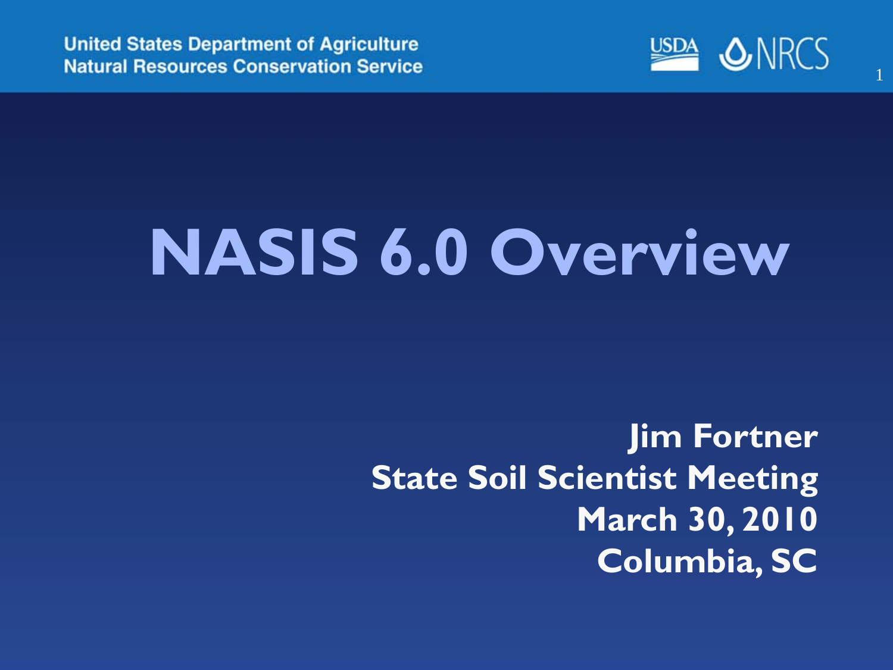United States Department of Agriculture
Natural Resources Conservation Service

USDA NRCS

# NASIS 6.0 Overview

**Jim Fortner**
**State Soil Scientist Meeting**
**March 30, 2010**
**Columbia, SC**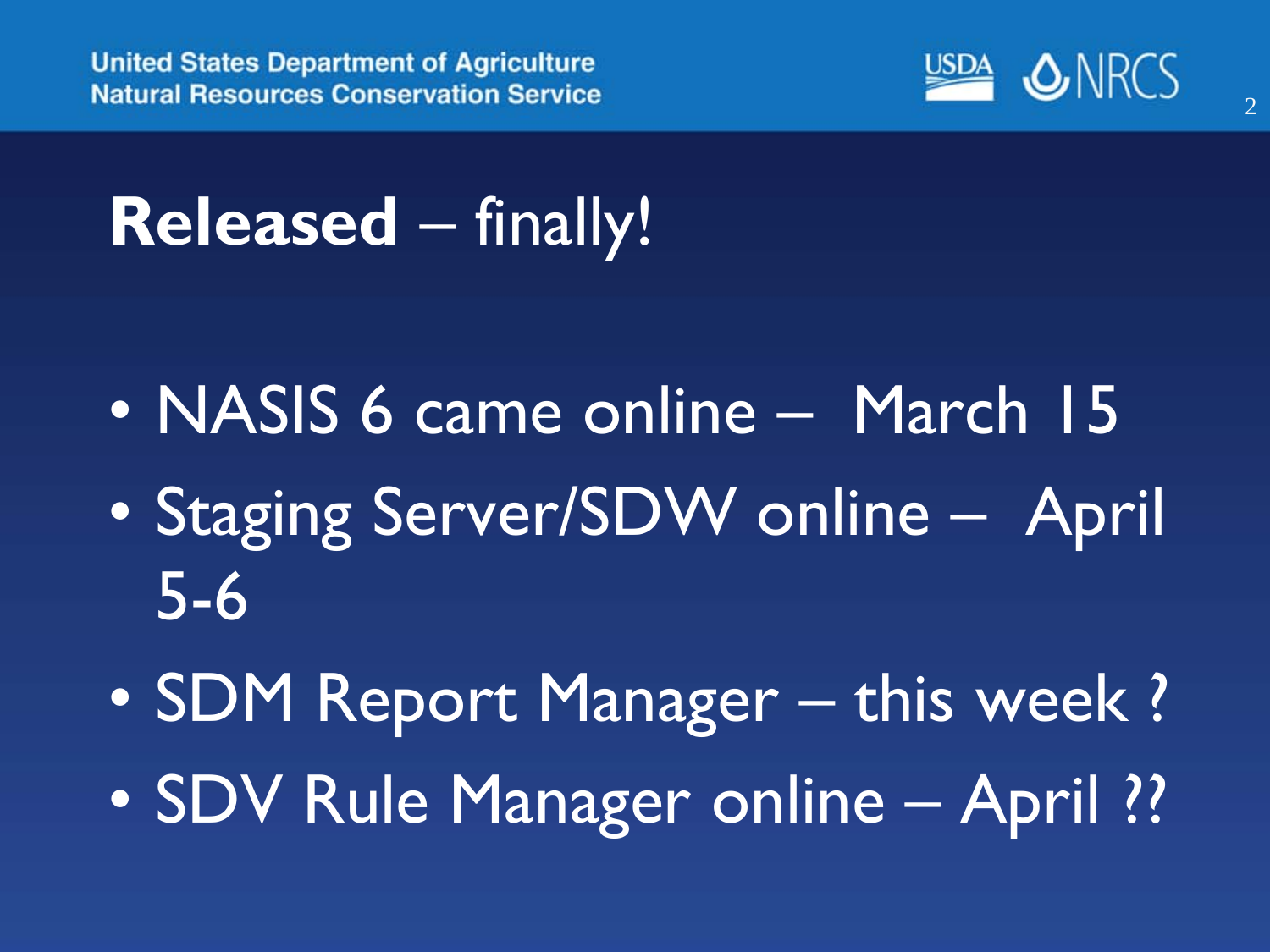# **Released** – finally!

- NASIS 6 came online – March 15
- Staging Server/SDW online – April 5-6
- SDM Report Manager – this week ?
- SDV Rule Manager online – April ??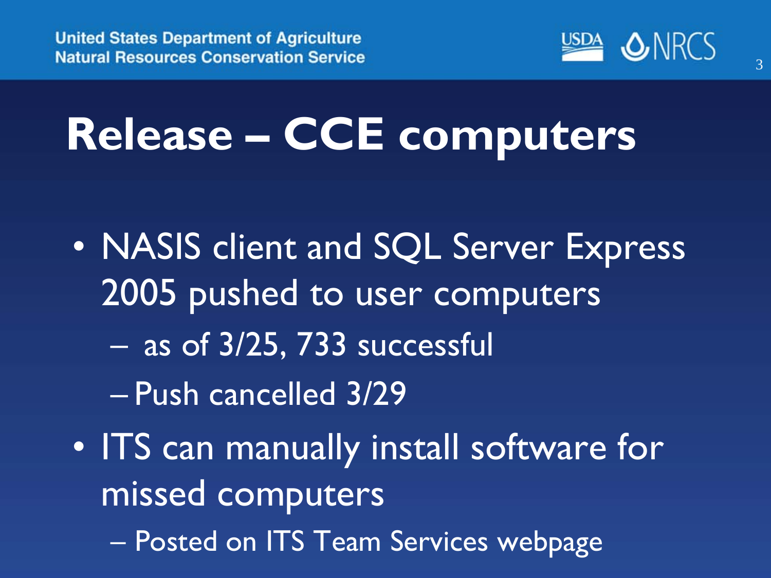# Release – CCE computers

- NASIS client and SQL Server Express 2005 pushed to user computers
  - as of 3/25, 733 successful
  - Push cancelled 3/29
- ITS can manually install software for missed computers
  - Posted on ITS Team Services webpage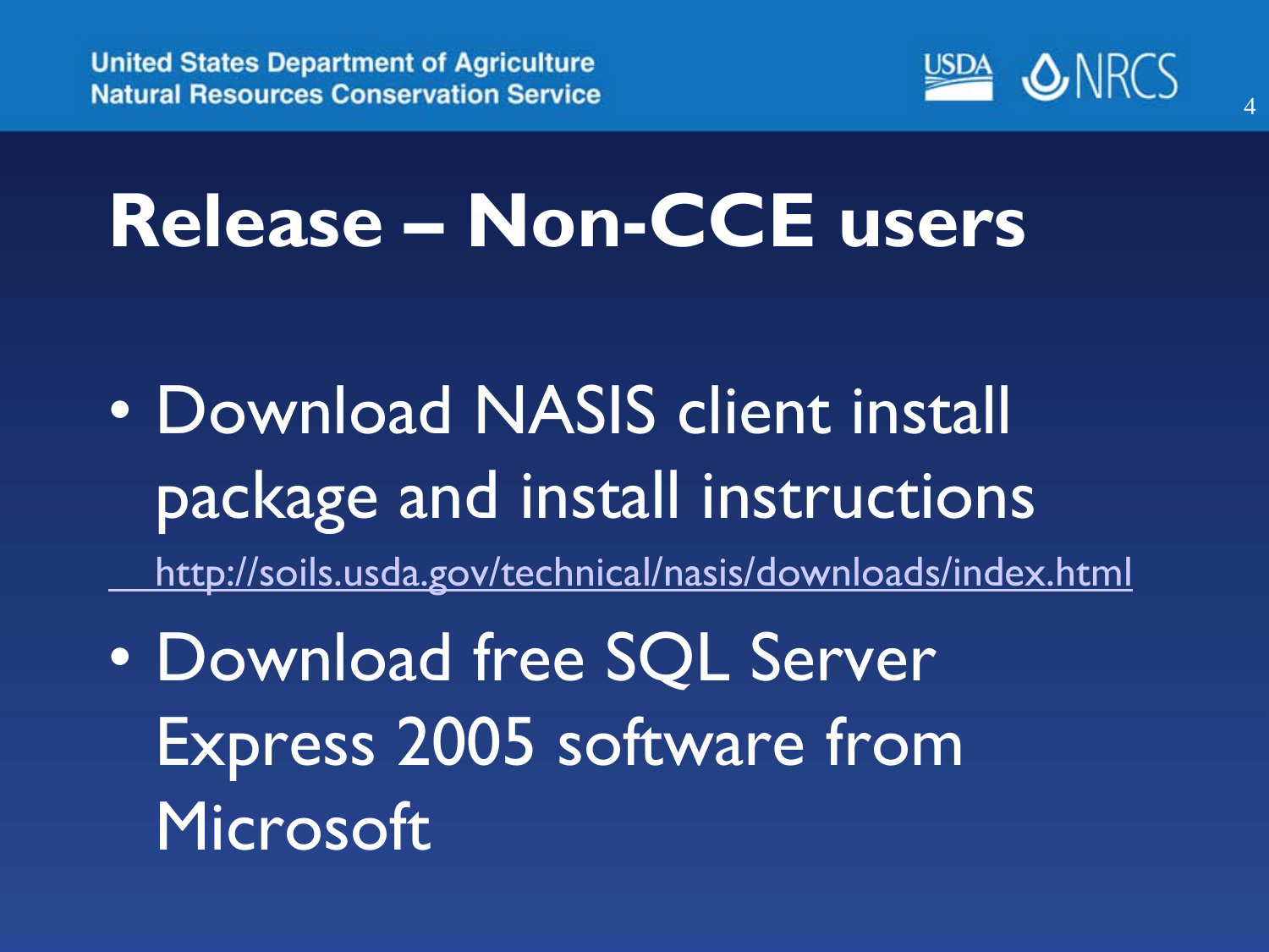# Release – Non-CCE users

- Download NASIS client install package and install instructions
  http://soils.usda.gov/technical/nasis/downloads/index.html
- Download free SQL Server Express 2005 software from Microsoft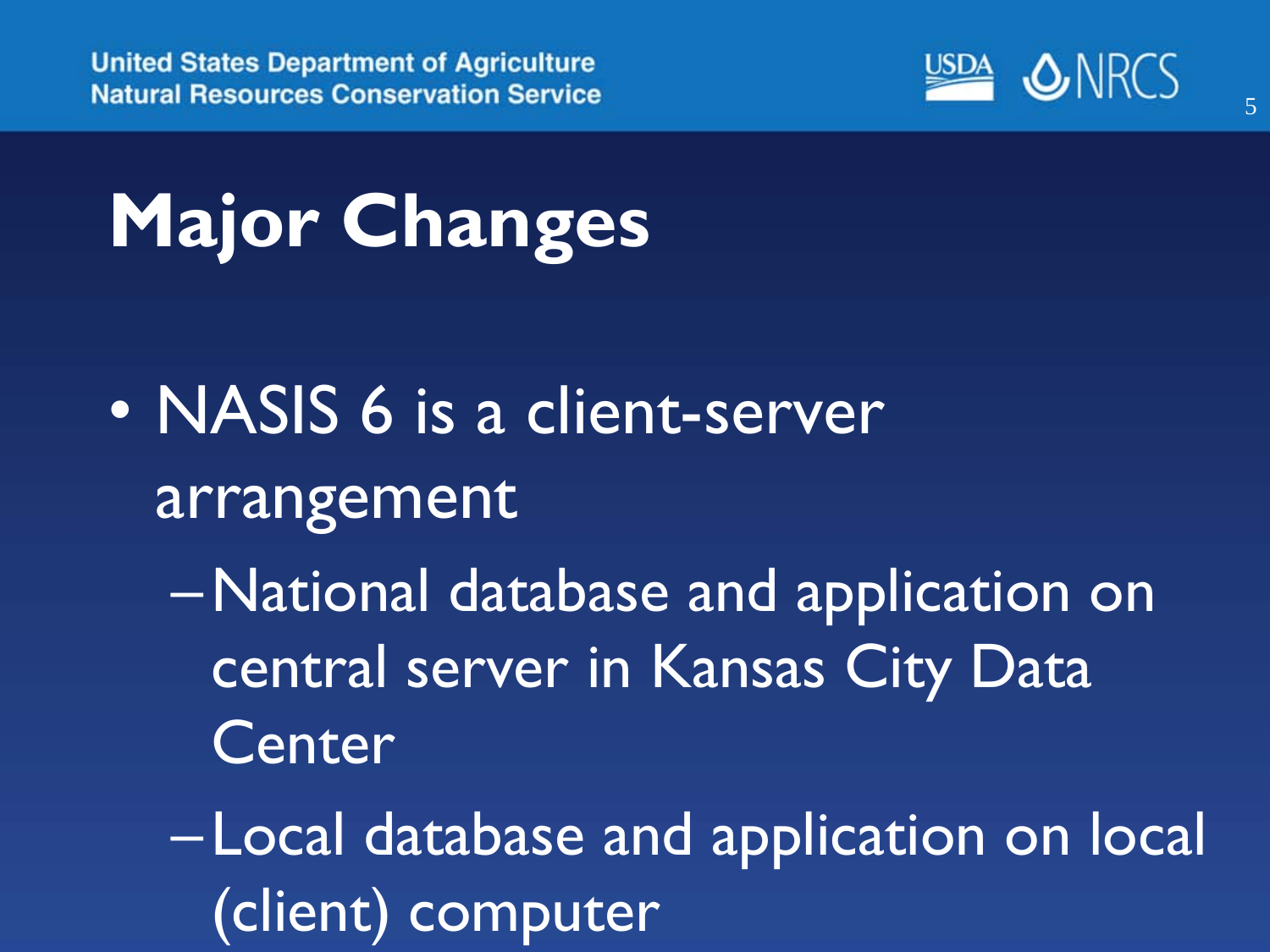# Major Changes

- NASIS 6 is a client-server arrangement
  - National database and application on central server in Kansas City Data Center
  - Local database and application on local (client) computer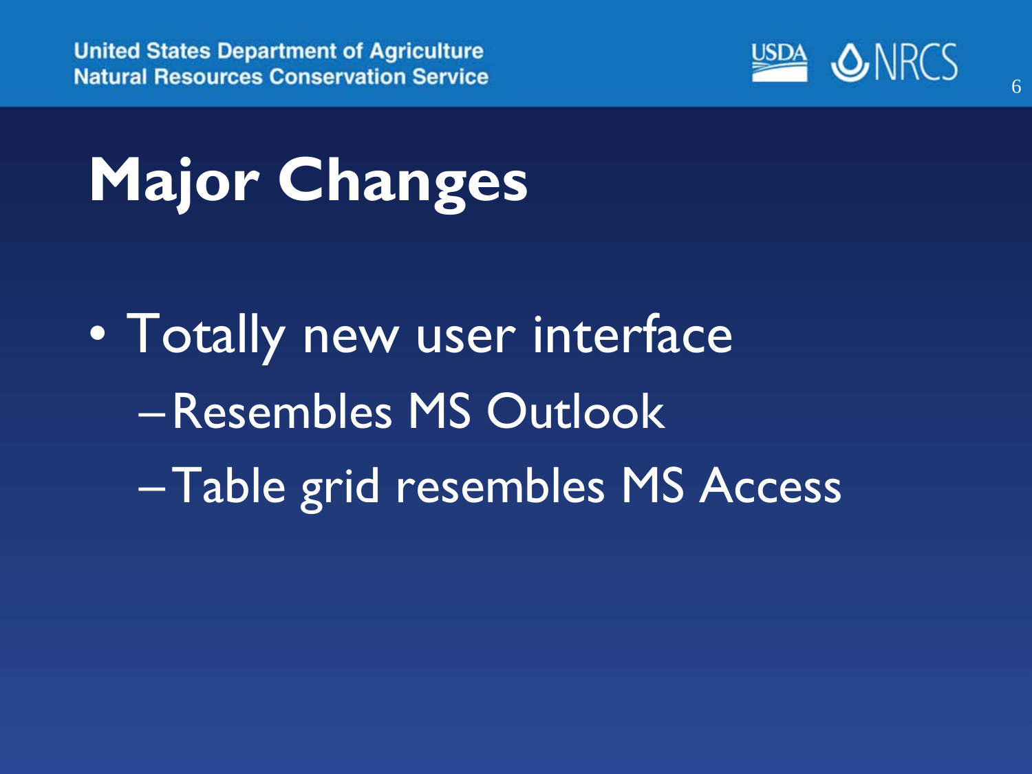# Major Changes

- Totally new user interface
  - Resembles MS Outlook
  - Table grid resembles MS Access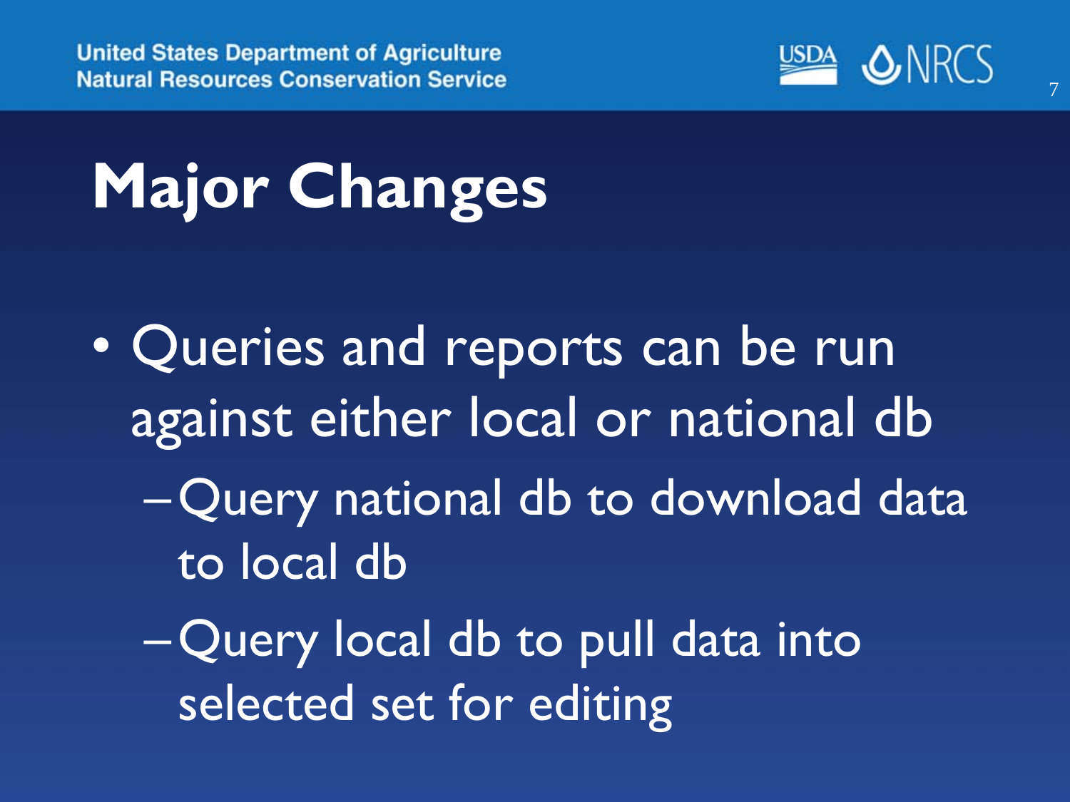# Major Changes

- Queries and reports can be run against either local or national db
  - Query national db to download data to local db
  - Query local db to pull data into selected set for editing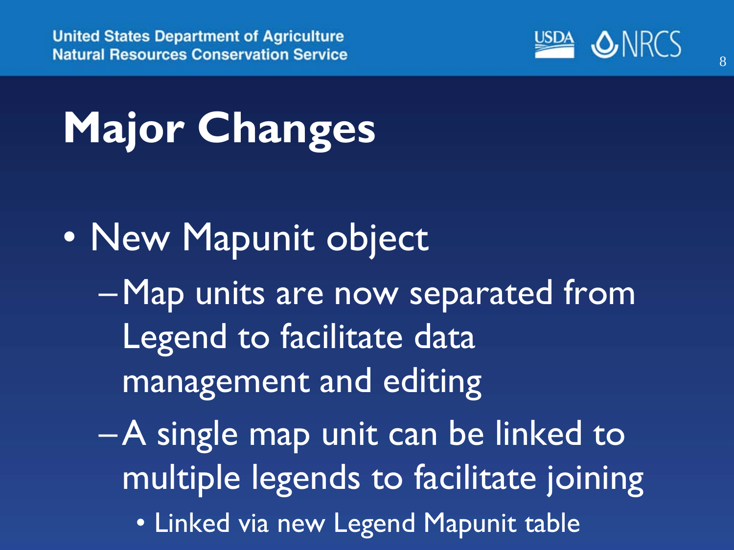# Major Changes

- New Mapunit object
  - Map units are now separated from Legend to facilitate data management and editing
  - A single map unit can be linked to multiple legends to facilitate joining
    - Linked via new Legend Mapunit table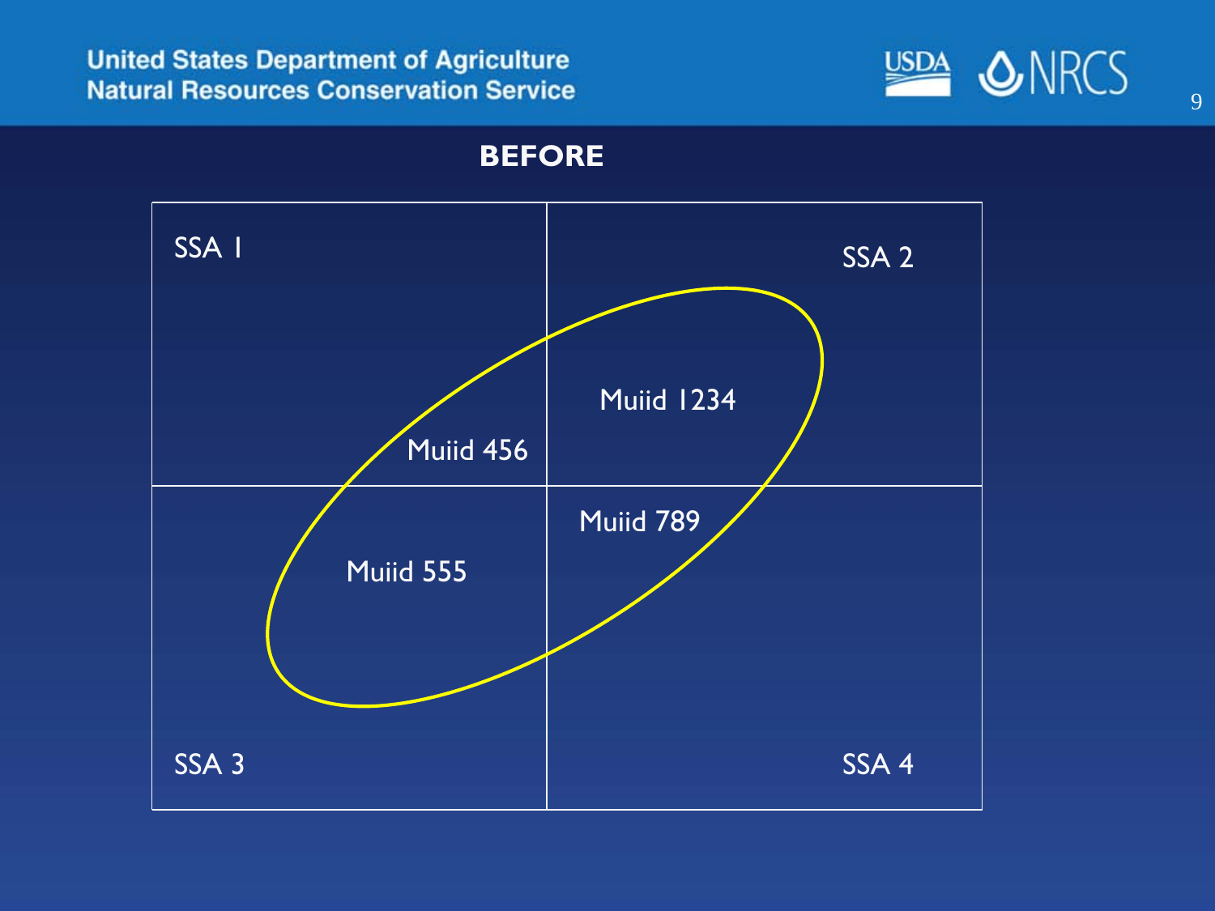## BEFORE

SSA 1

SSA 2

Muiid 1234

Muiid 456

Muiid 789

Muiid 555

SSA 3

SSA 4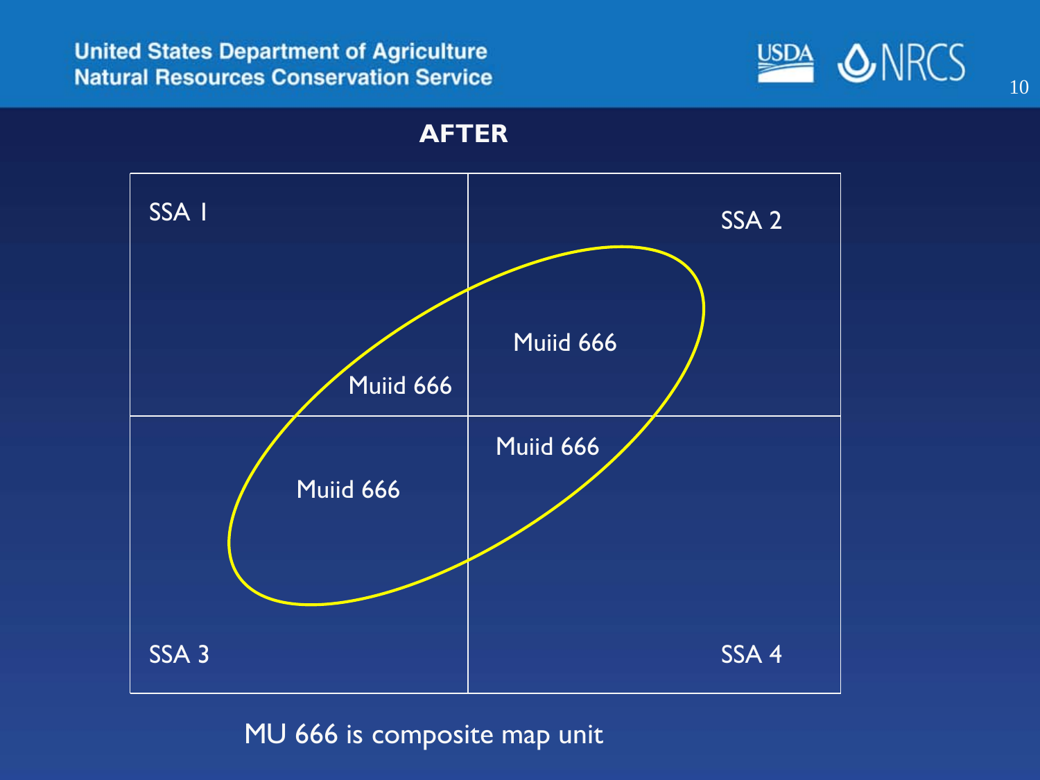# AFTER

SSA 1

SSA 2

Muiid 666

Muiid 666

Muiid 666

Muiid 666

SSA 3

SSA 4

MU 666 is composite map unit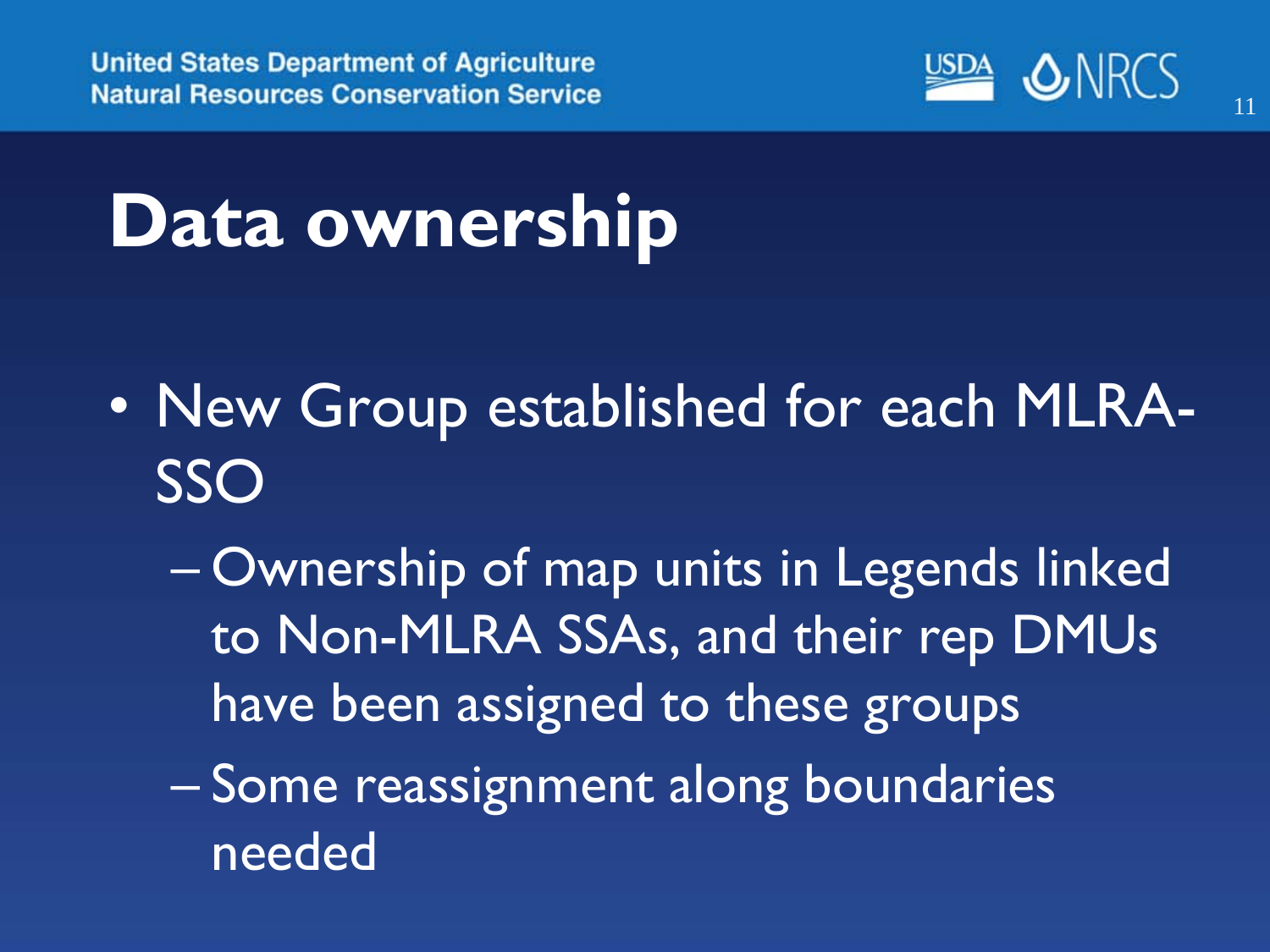# Data ownership

- New Group established for each MLRA-SSO
  - Ownership of map units in Legends linked to Non-MLRA SSAs, and their rep DMUs have been assigned to these groups
  - Some reassignment along boundaries needed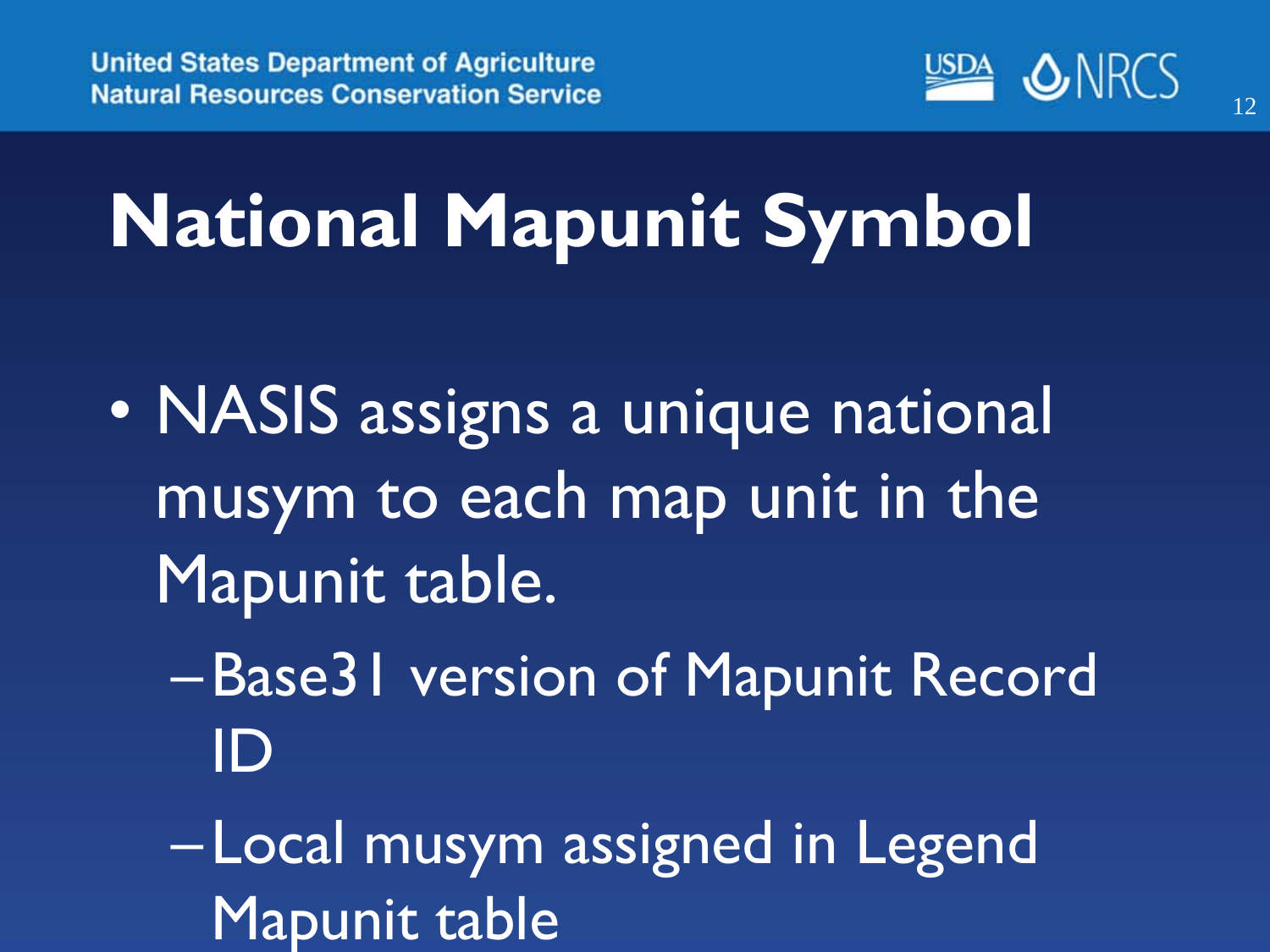# National Mapunit Symbol

- NASIS assigns a unique national musym to each map unit in the Mapunit table.
  - Base31 version of Mapunit Record ID
  - Local musym assigned in Legend Mapunit table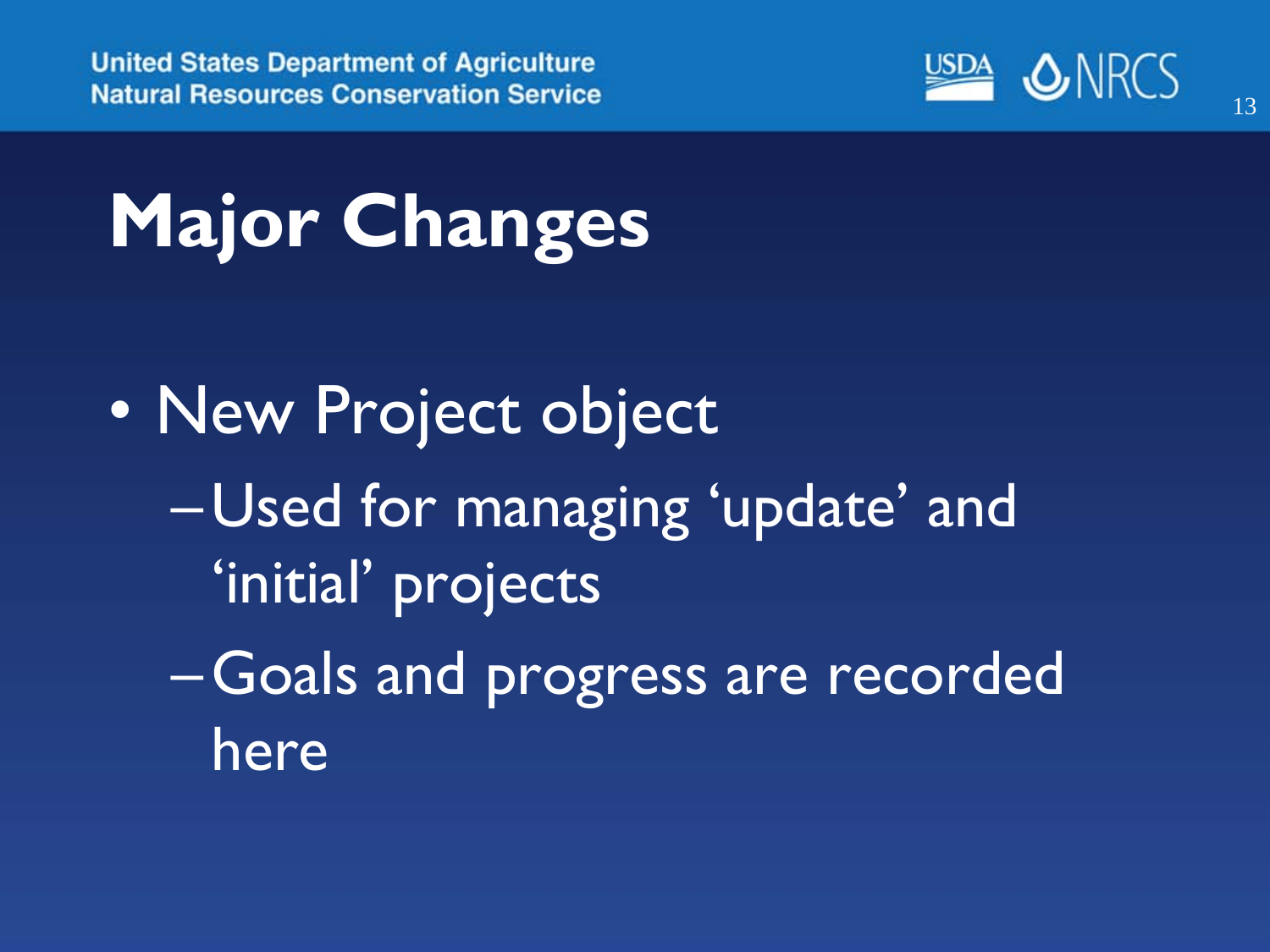# Major Changes

- New Project object
  - Used for managing ‘update’ and ‘initial’ projects
  - Goals and progress are recorded here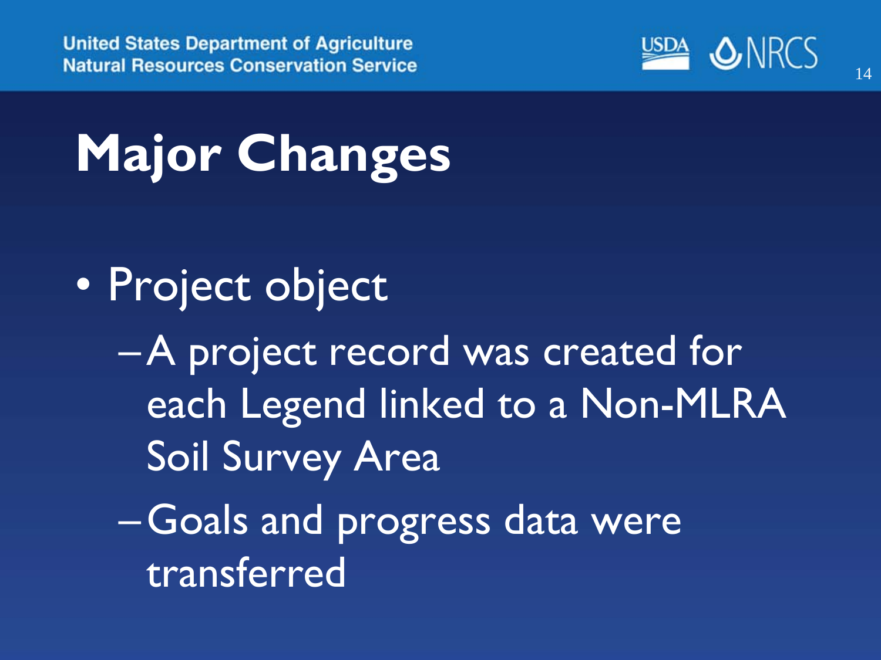# Major Changes

- Project object
  - A project record was created for each Legend linked to a Non-MLRA Soil Survey Area
  - Goals and progress data were transferred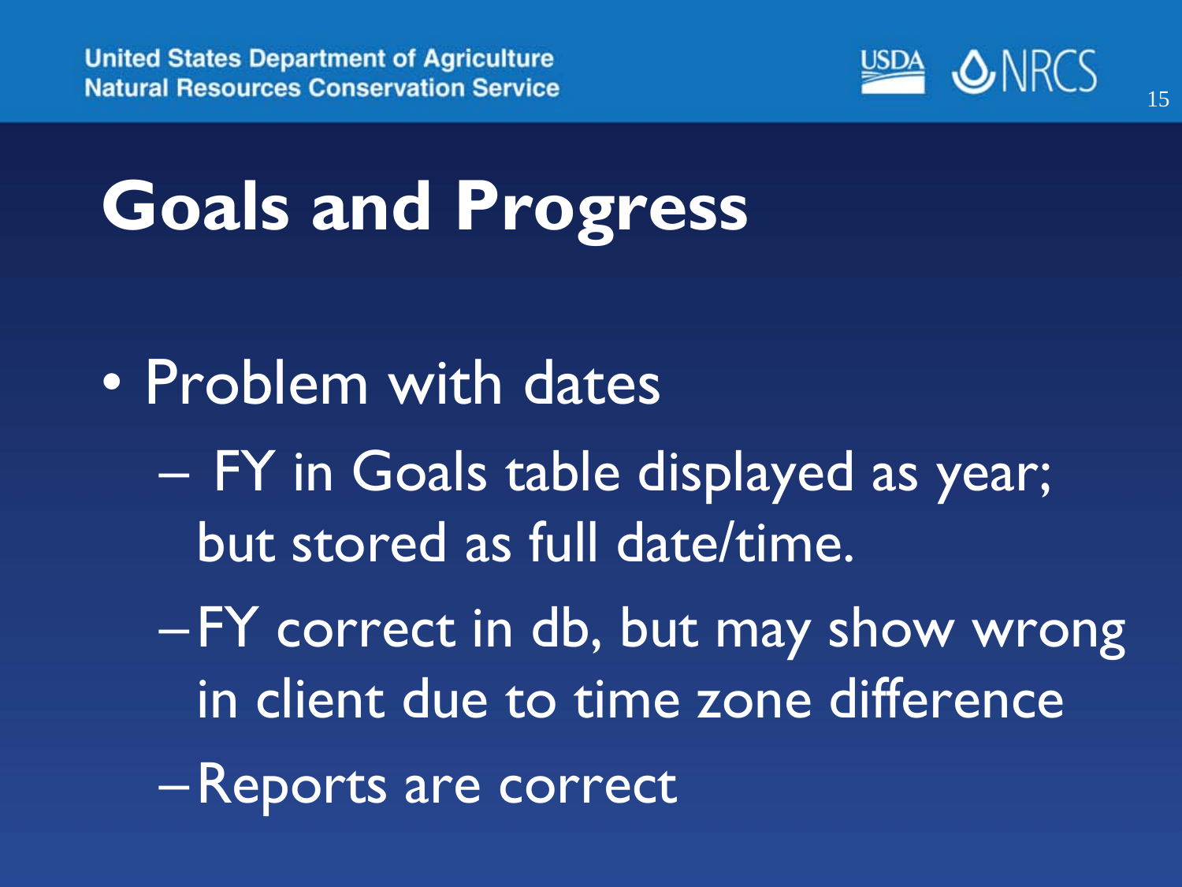# Goals and Progress

- Problem with dates
  - FY in Goals table displayed as year; but stored as full date/time.
  - FY correct in db, but may show wrong in client due to time zone difference
  - Reports are correct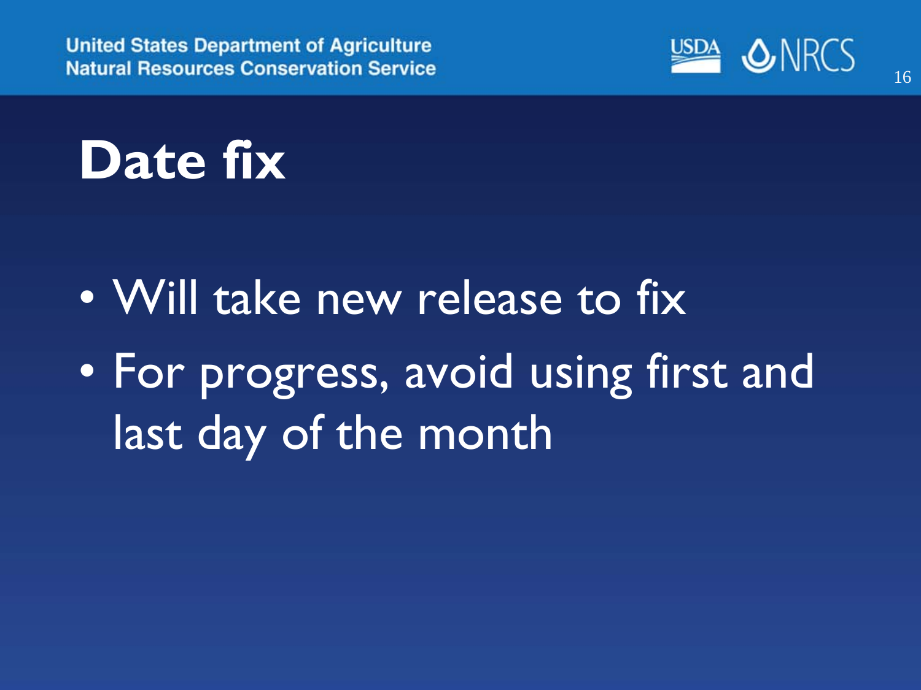# Date fix

- Will take new release to fix
- For progress, avoid using first and last day of the month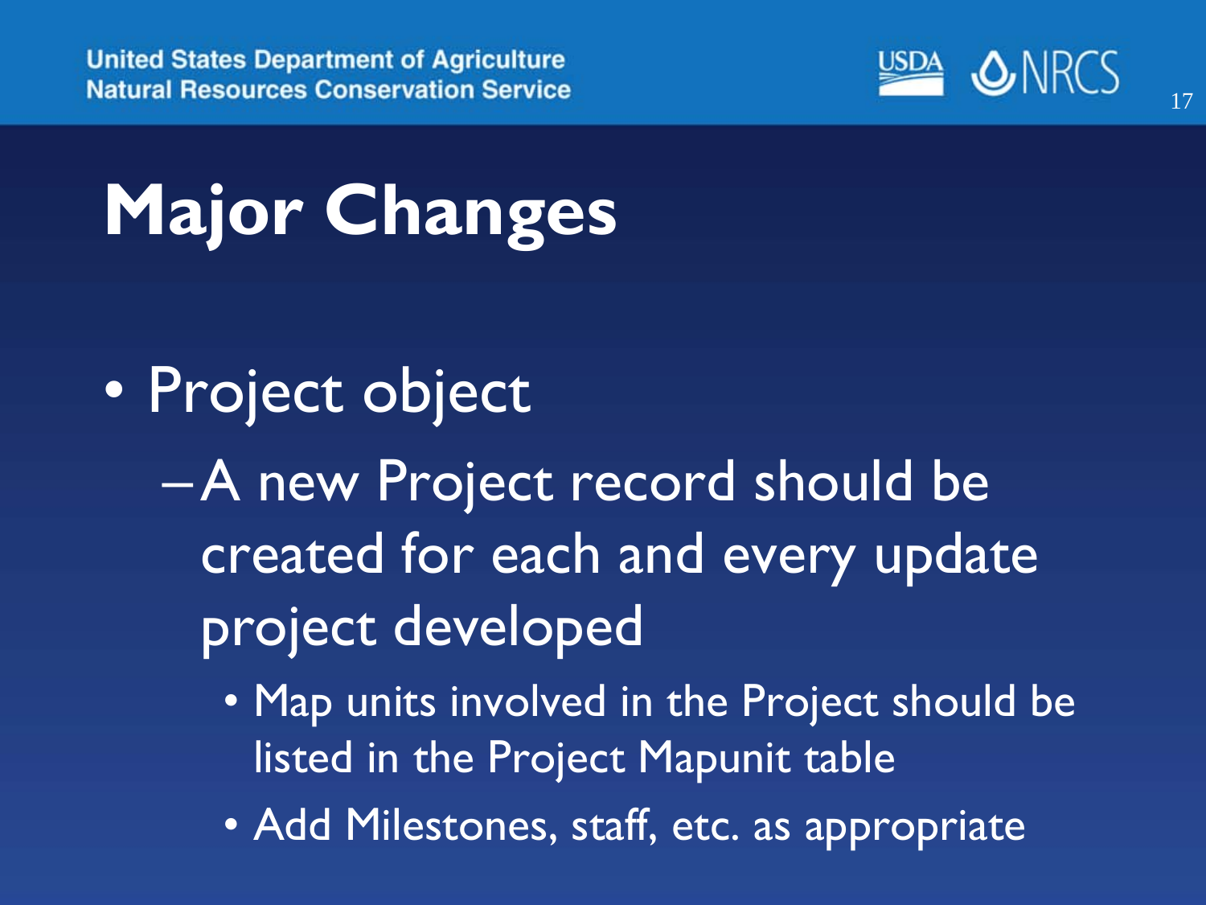# Major Changes

- Project object
  - A new Project record should be created for each and every update project developed
    - Map units involved in the Project should be listed in the Project Mapunit table
    - Add Milestones, staff, etc. as appropriate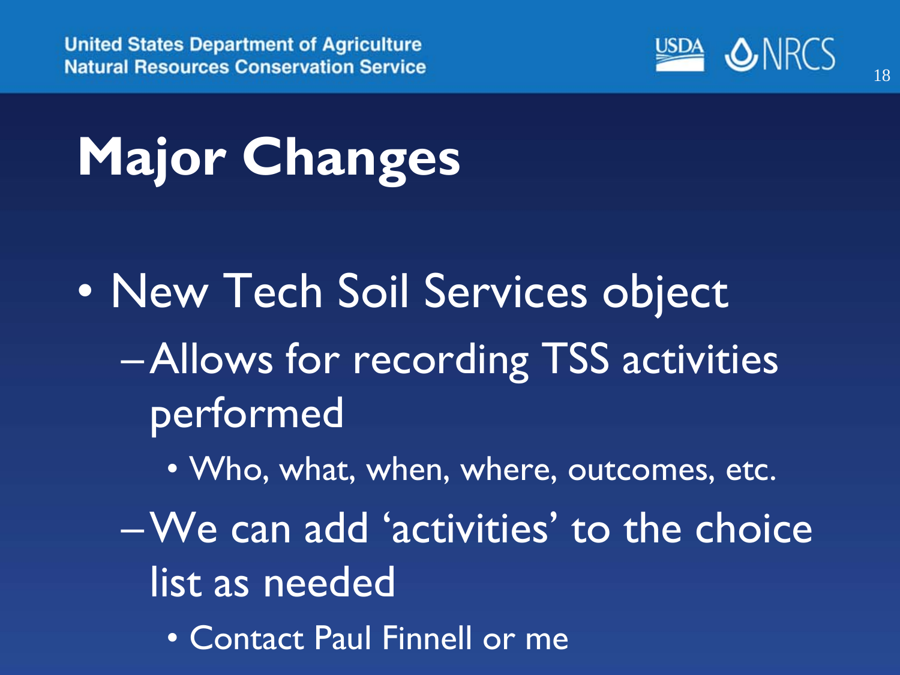# Major Changes

- New Tech Soil Services object
  - Allows for recording TSS activities performed
    - Who, what, when, where, outcomes, etc.
  - We can add 'activities' to the choice list as needed
    - Contact Paul Finnell or me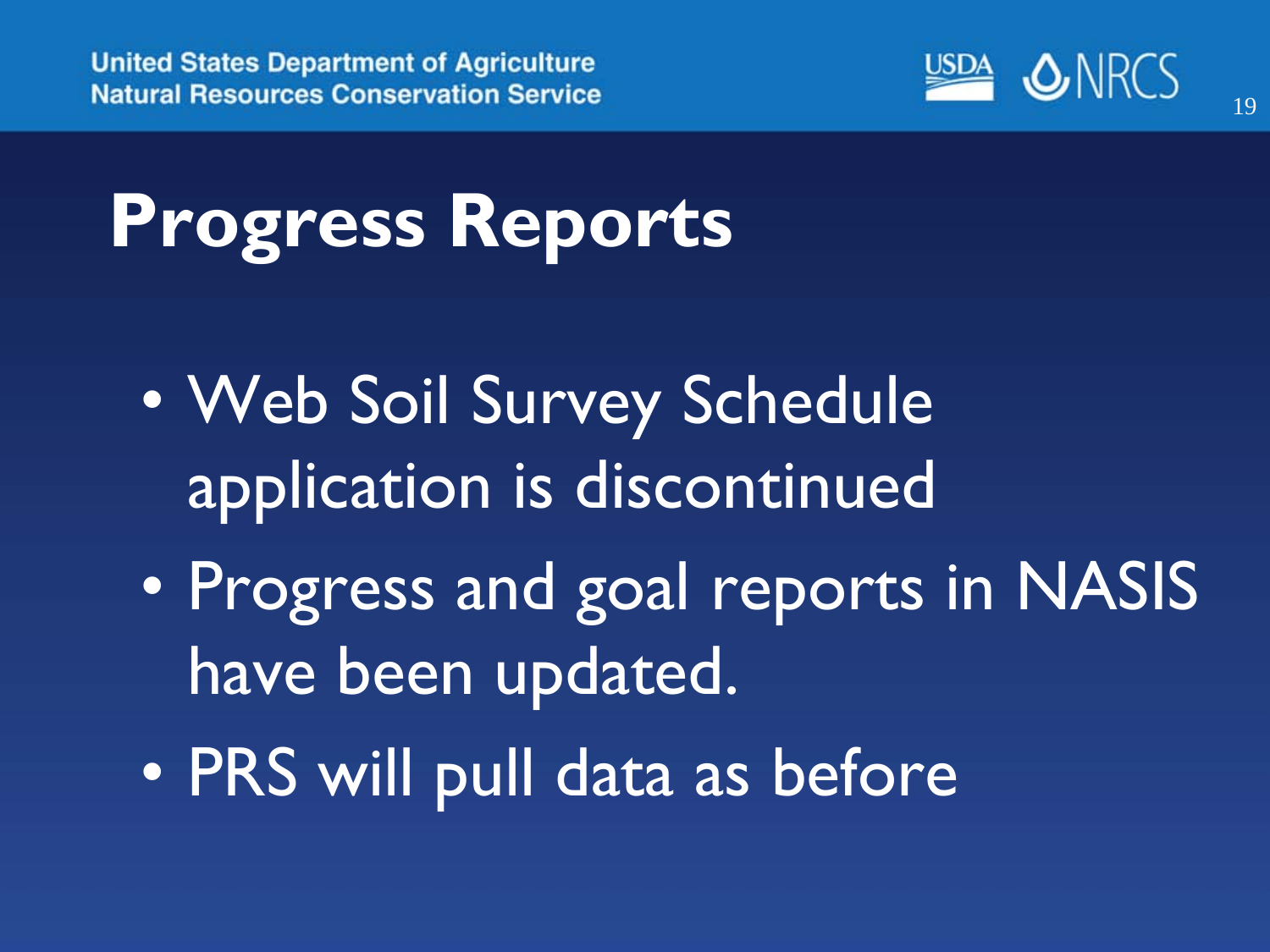# Progress Reports

- Web Soil Survey Schedule application is discontinued
- Progress and goal reports in NASIS have been updated.
- PRS will pull data as before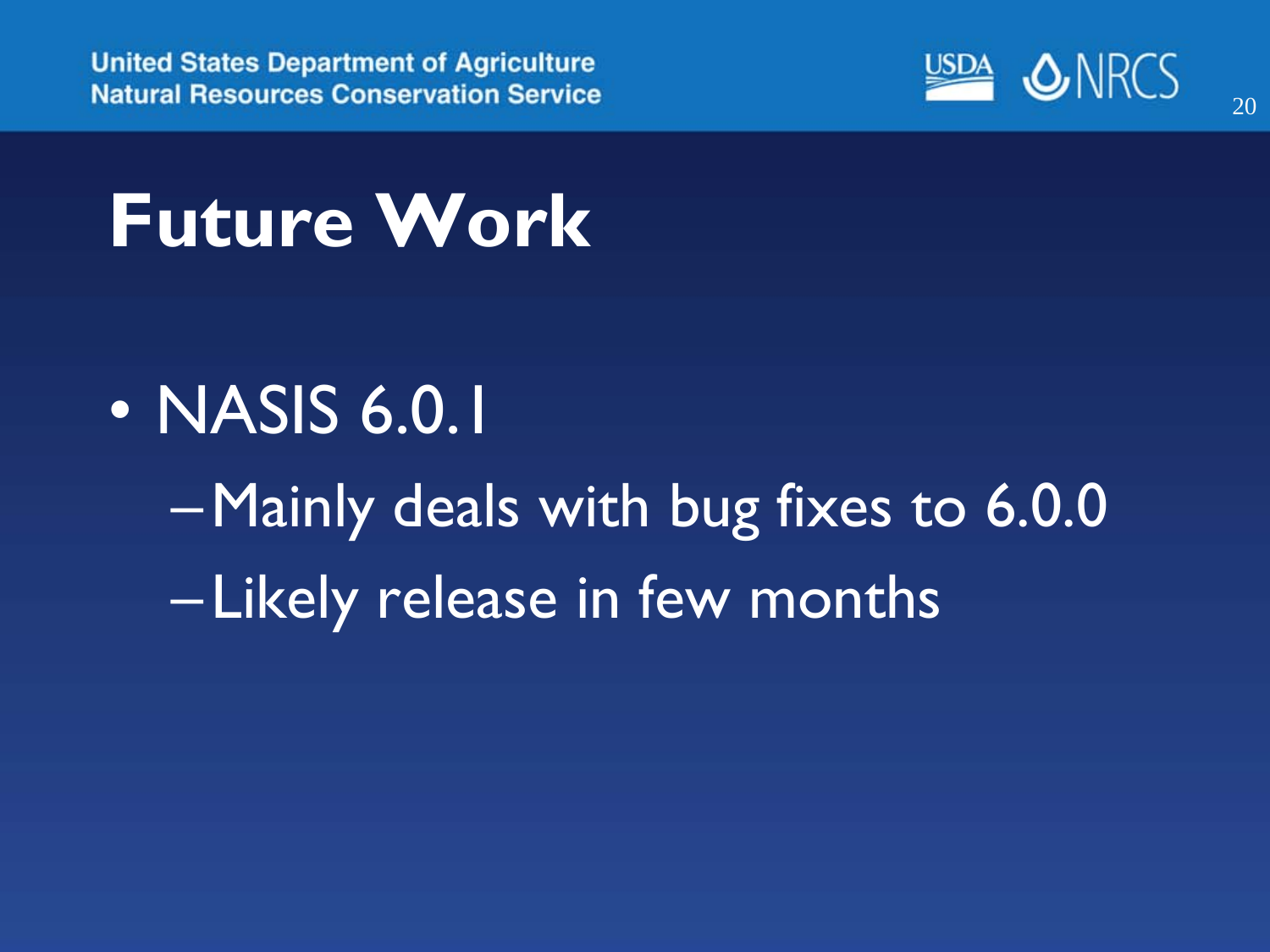# Future Work

- NASIS 6.0.1
  - Mainly deals with bug fixes to 6.0.0
  - Likely release in few months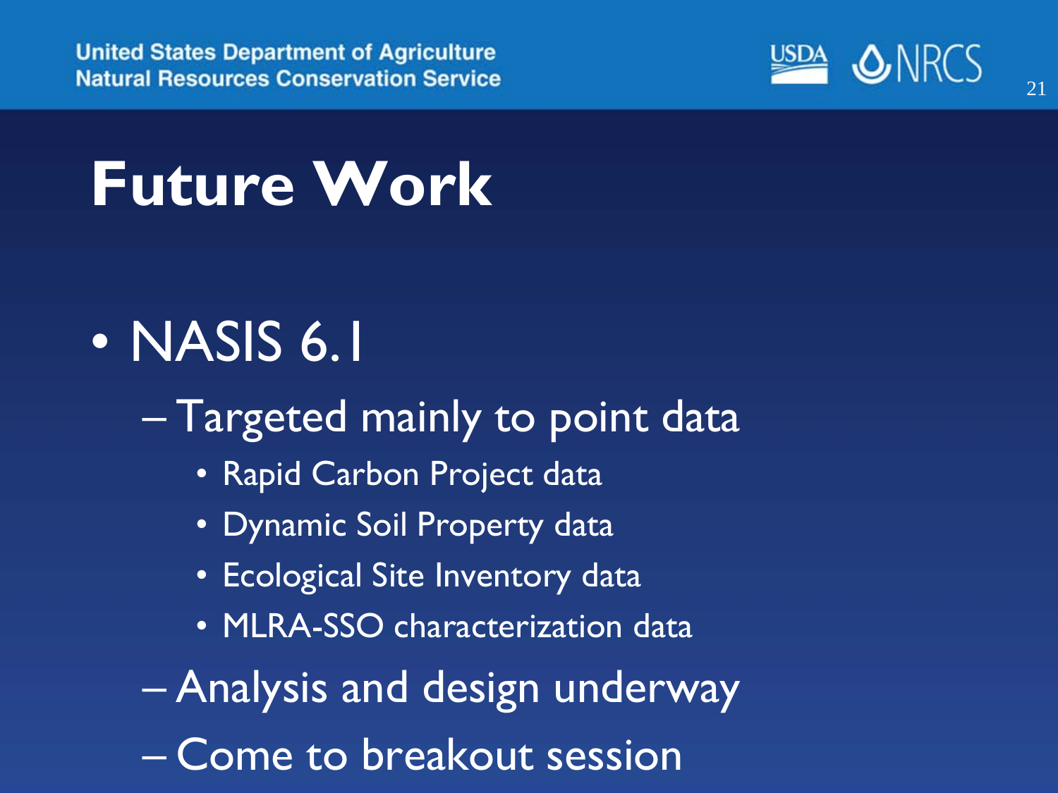# Future Work

- NASIS 6.1
  - Targeted mainly to point data
    - Rapid Carbon Project data
    - Dynamic Soil Property data
    - Ecological Site Inventory data
    - MLRA-SSO characterization data
  - Analysis and design underway
  - Come to breakout session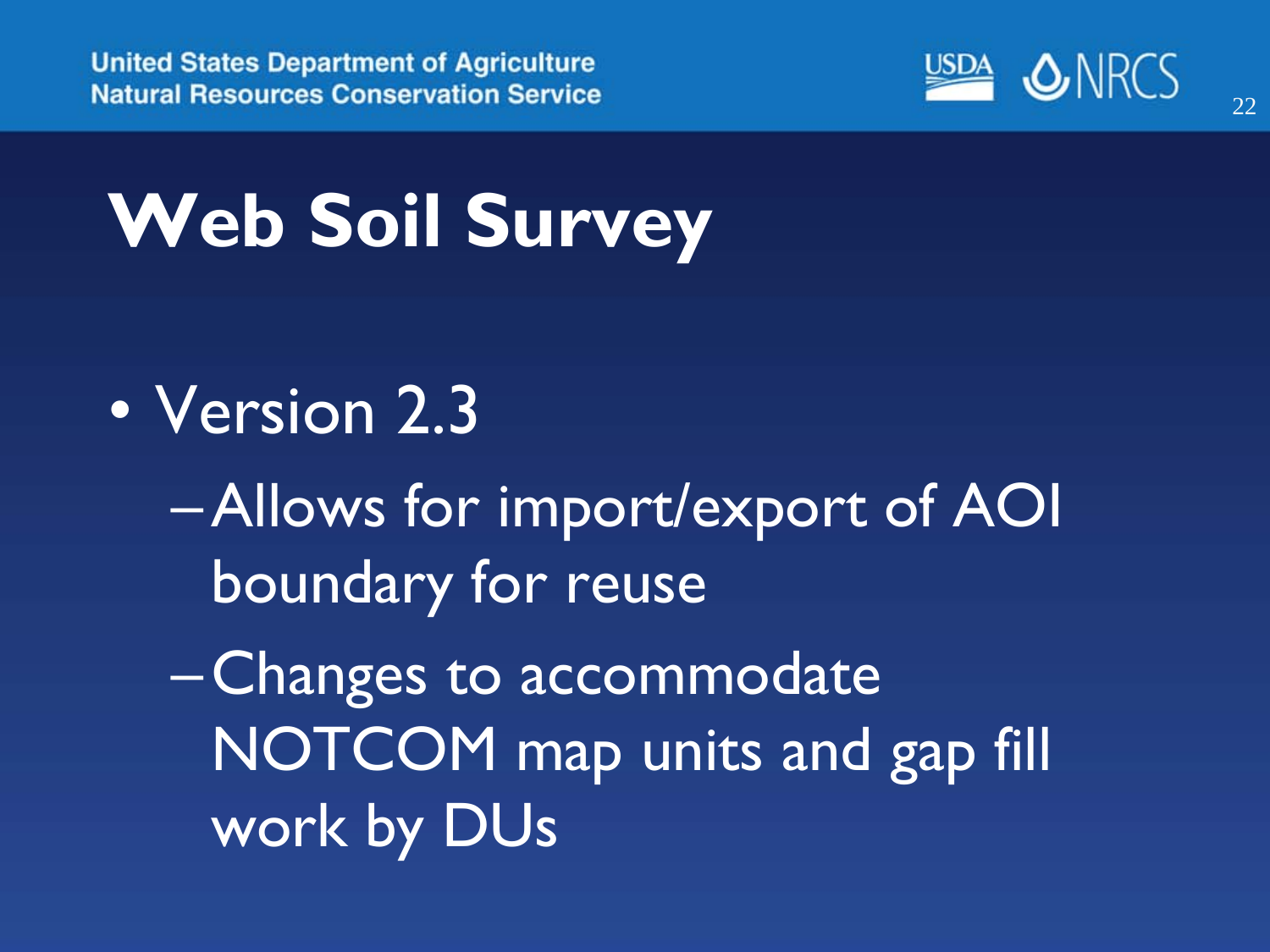# Web Soil Survey

- Version 2.3
  - Allows for import/export of AOI boundary for reuse
  - Changes to accommodate NOTCOM map units and gap fill work by DUs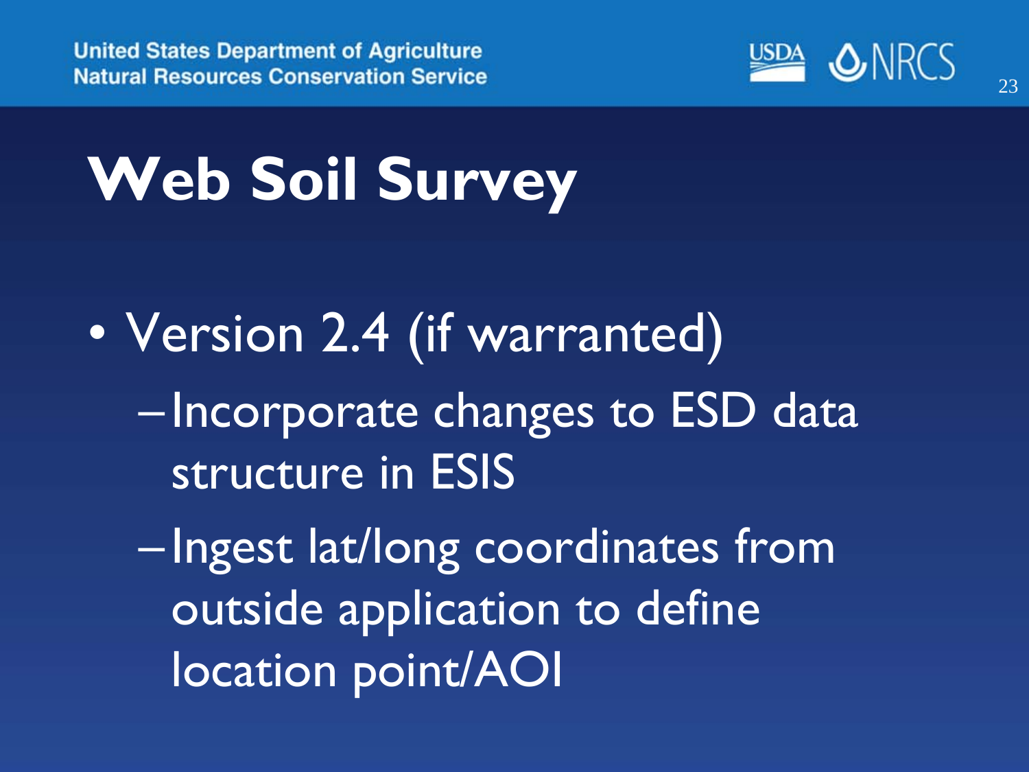# Web Soil Survey

- Version 2.4 (if warranted)
  - Incorporate changes to ESD data structure in ESIS
  - Ingest lat/long coordinates from outside application to define location point/AOI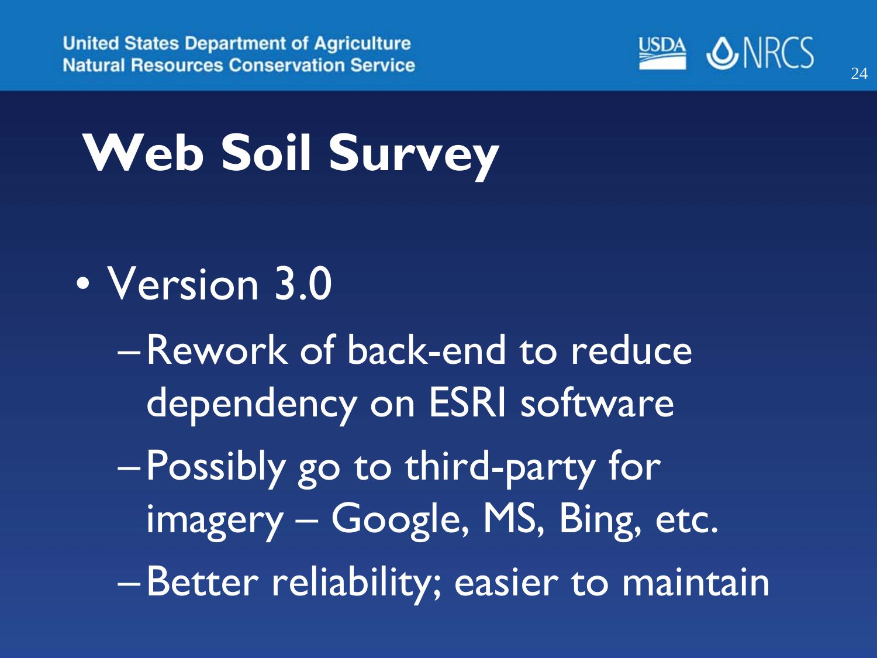# Web Soil Survey

- Version 3.0
  - Rework of back-end to reduce dependency on ESRI software
  - Possibly go to third-party for imagery – Google, MS, Bing, etc.
  - Better reliability; easier to maintain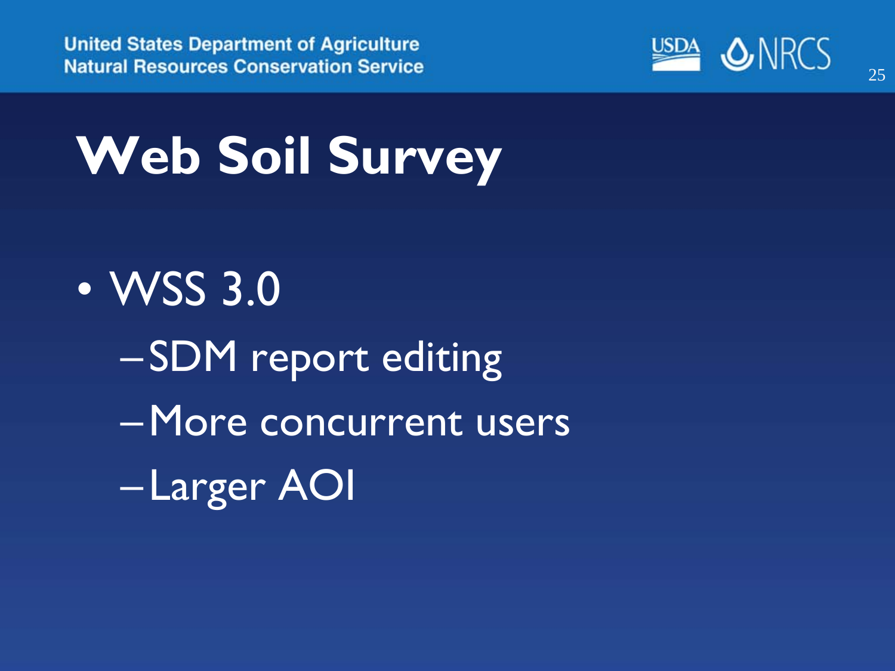# Web Soil Survey

- WSS 3.0
  - SDM report editing
  - More concurrent users
  - Larger AOI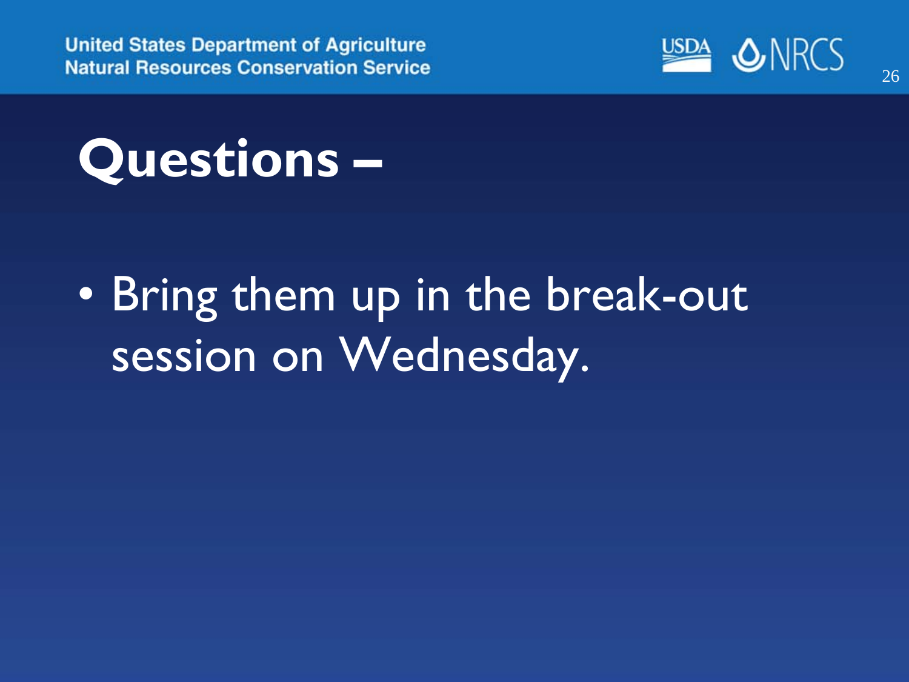# Questions –

- Bring them up in the break-out session on Wednesday.